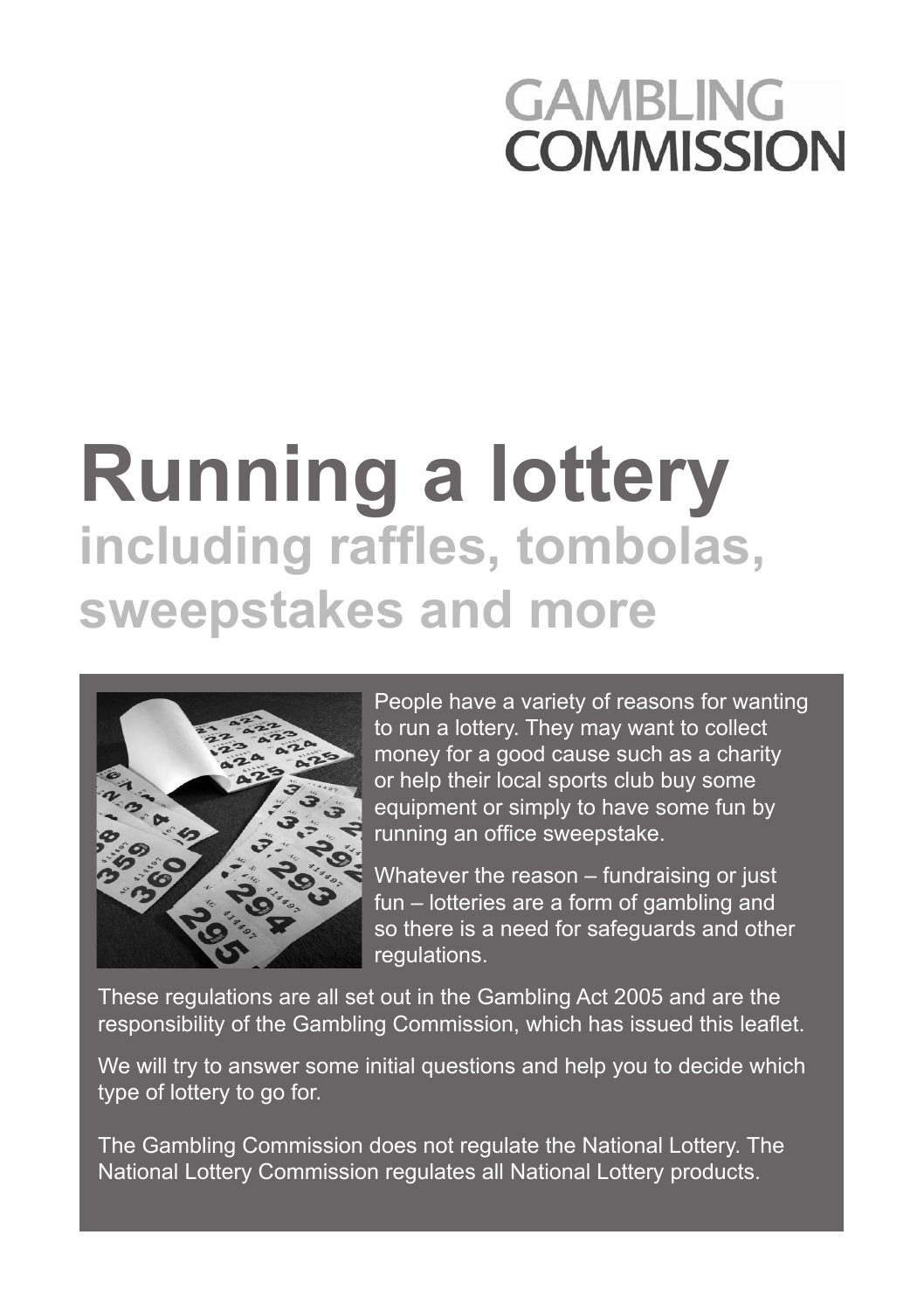GAMBLING COMMISSION

# Running a lottery

## including raffles, tombolas, sweepstakes and more

People have a variety of reasons for wanting to run a lottery. They may want to collect money for a good cause such as a charity or help their local sports club buy some equipment or simply to have some fun by running an office sweepstake.

Whatever the reason – fundraising or just fun – lotteries are a form of gambling and so there is a need for safeguards and other regulations.

These regulations are all set out in the Gambling Act 2005 and are the responsibility of the Gambling Commission, which has issued this leaflet.

We will try to answer some initial questions and help you to decide which type of lottery to go for.

The Gambling Commission does not regulate the National Lottery. The National Lottery Commission regulates all National Lottery products.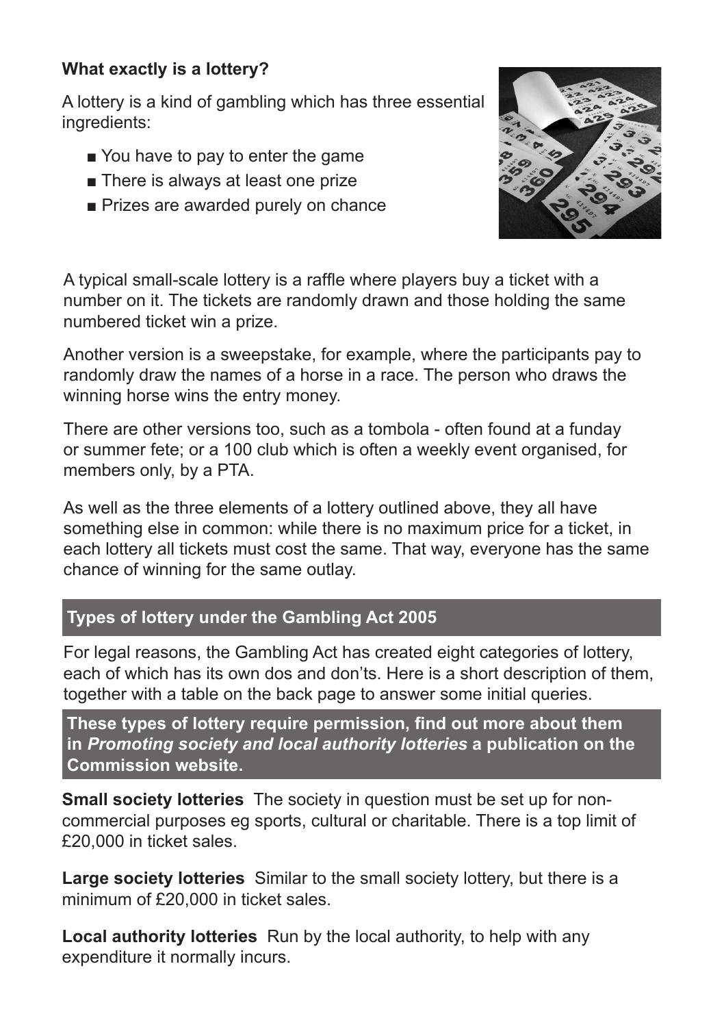### What exactly is a lottery?

A lottery is a kind of gambling which has three essential ingredients:

- You have to pay to enter the game
- There is always at least one prize
- Prizes are awarded purely on chance

A typical small-scale lottery is a raffle where players buy a ticket with a number on it. The tickets are randomly drawn and those holding the same numbered ticket win a prize.

Another version is a sweepstake, for example, where the participants pay to randomly draw the names of a horse in a race. The person who draws the winning horse wins the entry money.

There are other versions too, such as a tombola - often found at a funday or summer fete; or a 100 club which is often a weekly event organised, for members only, by a PTA.

As well as the three elements of a lottery outlined above, they all have something else in common: while there is no maximum price for a ticket, in each lottery all tickets must cost the same. That way, everyone has the same chance of winning for the same outlay.

## Types of lottery under the Gambling Act 2005

For legal reasons, the Gambling Act has created eight categories of lottery, each of which has its own dos and don'ts. Here is a short description of them, together with a table on the back page to answer some initial queries.

**These types of lottery require permission, find out more about them in *Promoting society and local authority lotteries* a publication on the Commission website.**

**Small society lotteries** The society in question must be set up for non-commercial purposes eg sports, cultural or charitable. There is a top limit of £20,000 in ticket sales.

**Large society lotteries** Similar to the small society lottery, but there is a minimum of £20,000 in ticket sales.

**Local authority lotteries** Run by the local authority, to help with any expenditure it normally incurs.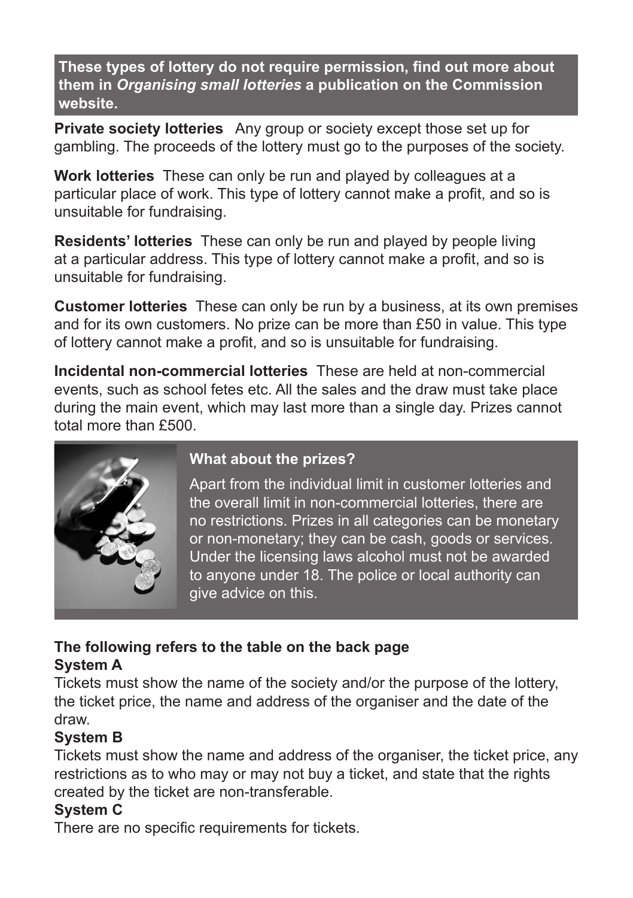**These types of lottery do not require permission, find out more about them in *Organising small lotteries* a publication on the Commission website.**

**Private society lotteries** Any group or society except those set up for gambling. The proceeds of the lottery must go to the purposes of the society.

**Work lotteries** These can only be run and played by colleagues at a particular place of work. This type of lottery cannot make a profit, and so is unsuitable for fundraising.

**Residents' lotteries** These can only be run and played by people living at a particular address. This type of lottery cannot make a profit, and so is unsuitable for fundraising.

**Customer lotteries** These can only be run by a business, at its own premises and for its own customers. No prize can be more than £50 in value. This type of lottery cannot make a profit, and so is unsuitable for fundraising.

**Incidental non-commercial lotteries** These are held at non-commercial events, such as school fetes etc. All the sales and the draw must take place during the main event, which may last more than a single day. Prizes cannot total more than £500.

### What about the prizes?

Apart from the individual limit in customer lotteries and the overall limit in non-commercial lotteries, there are no restrictions. Prizes in all categories can be monetary or non-monetary; they can be cash, goods or services. Under the licensing laws alcohol must not be awarded to anyone under 18. The police or local authority can give advice on this.

**The following refers to the table on the back page**

**System A**

Tickets must show the name of the society and/or the purpose of the lottery, the ticket price, the name and address of the organiser and the date of the draw.

**System B**

Tickets must show the name and address of the organiser, the ticket price, any restrictions as to who may or may not buy a ticket, and state that the rights created by the ticket are non-transferable.

**System C**

There are no specific requirements for tickets.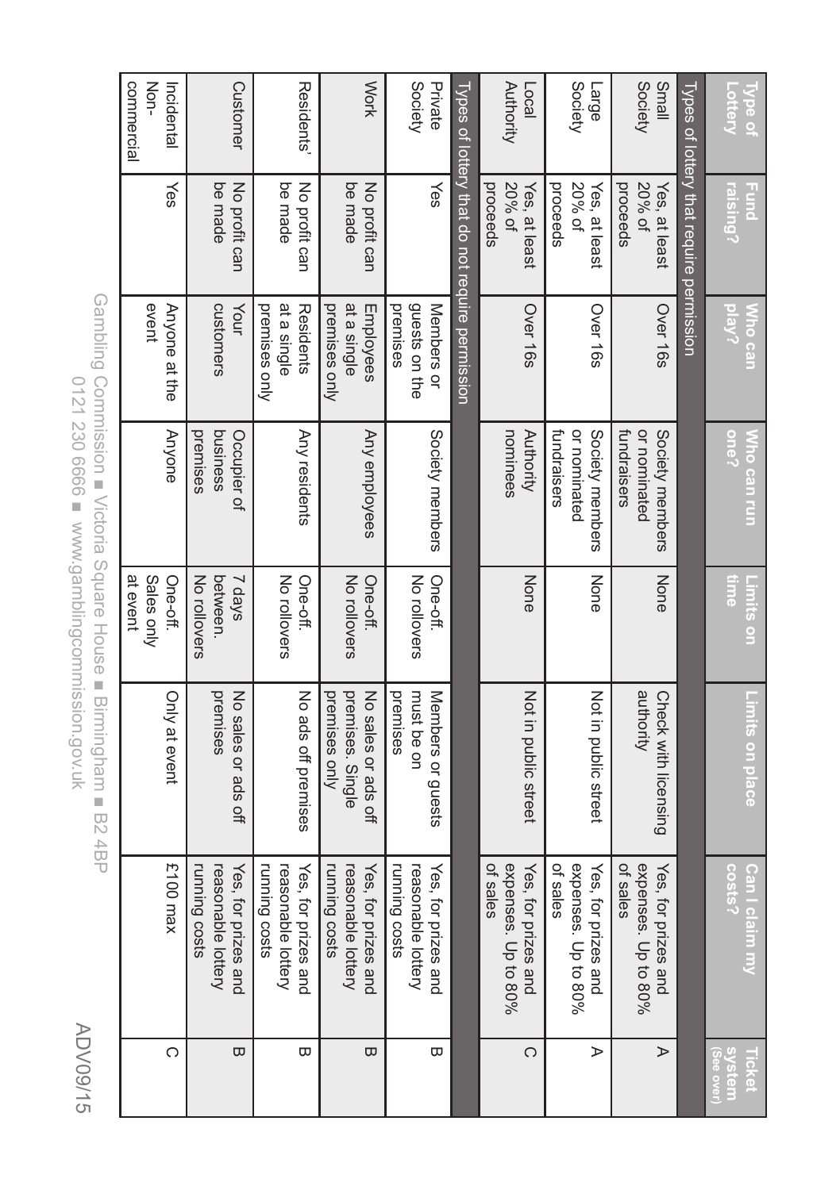| Type of Lottery | Fund raising? | Who can play? | Who can run one? | Limits on time | Limits on place | Can I claim my costs? | Ticket system (See over) |
|---|---|---|---|---|---|---|---|
| **Types of lottery that require permission** | | | | | | | |
| Small Society | Yes, at least 20% of proceeds | Over 16s | Society members or nominated fundraisers | None | Check with licensing authority | Yes, for prizes and expenses. Up to 80% of sales | A |
| Large Society | Yes, at least 20% of proceeds | Over 16s | Society members or nominated fundraisers | None | Not in public street | Yes, for prizes and expenses. Up to 80% of sales | A |
| Local Authority | Yes, at least 20% of proceeds | Over 16s | Authority nominees | None | Not in public street | Yes, for prizes and expenses. Up to 80% of sales | C |
| **Types of lottery that do not require permission** | | | | | | | |
| Private Society | Yes | Members or guests on the premises | Society members | One-off. No rollovers | Members or guests must be on premises | Yes, for prizes and reasonable lottery running costs | B |
| Work | No profit can be made | Employees at a single premises only | Any employees | One-off. No rollovers | No sales or ads off premises. Single premises only | Yes, for prizes and reasonable lottery running costs | B |
| Residents' | No profit can be made | Residents at a single premises only | Any residents | One-off. No rollovers | No ads off premises | Yes, for prizes and reasonable lottery running costs | B |
| Customer | No profit can be made | Your customers | Occupier of business premises | 7 days between. No rollovers | No sales or ads off premises | Yes, for prizes and reasonable lottery running costs | B |
| Incidental Non-commercial | Yes | Anyone at the event | Anyone | One-off. Sales only at event | Only at event | £100 max | C |

Gambling Commission ■ Victoria Square House ■ Birmingham ■ B2 4BP
0121 230 6666 ■ www.gamblingcommission.gov.uk

ADV09/15